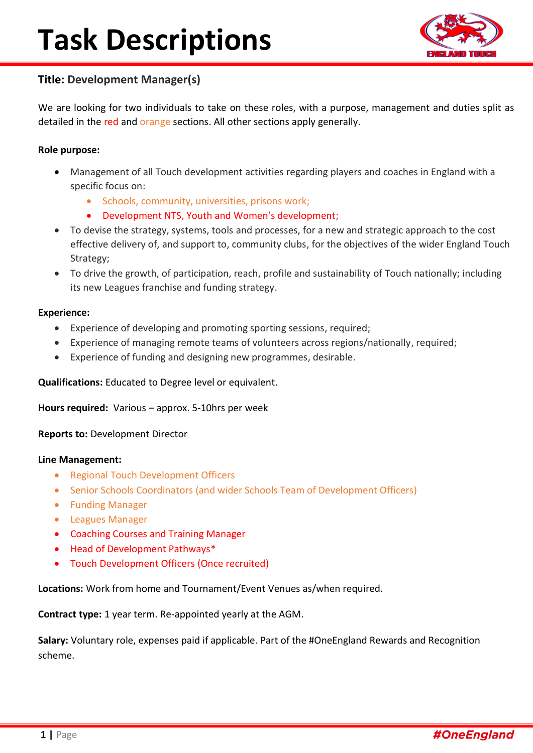# Task Descriptions

## Title: Development Manager(s)

We are looking for two individuals to take on these roles, with a purpose, management and duties split as detailed in the red and orange sections. All other sections apply generally.

**Role purpose:**

- Management of all Touch development activities regarding players and coaches in England with a specific focus on:
  - Schools, community, universities, prisons work;
  - Development NTS, Youth and Women's development;
- To devise the strategy, systems, tools and processes, for a new and strategic approach to the cost effective delivery of, and support to, community clubs, for the objectives of the wider England Touch Strategy;
- To drive the growth, of participation, reach, profile and sustainability of Touch nationally; including its new Leagues franchise and funding strategy.

**Experience:**

- Experience of developing and promoting sporting sessions, required;
- Experience of managing remote teams of volunteers across regions/nationally, required;
- Experience of funding and designing new programmes, desirable.

**Qualifications:** Educated to Degree level or equivalent.

**Hours required:** Various – approx. 5-10hrs per week

**Reports to:** Development Director

**Line Management:**

- Regional Touch Development Officers
- Senior Schools Coordinators (and wider Schools Team of Development Officers)
- Funding Manager
- Leagues Manager
- Coaching Courses and Training Manager
- Head of Development Pathways*
- Touch Development Officers (Once recruited)

**Locations:** Work from home and Tournament/Event Venues as/when required.

**Contract type:** 1 year term. Re-appointed yearly at the AGM.

**Salary:** Voluntary role, expenses paid if applicable. Part of the #OneEngland Rewards and Recognition scheme.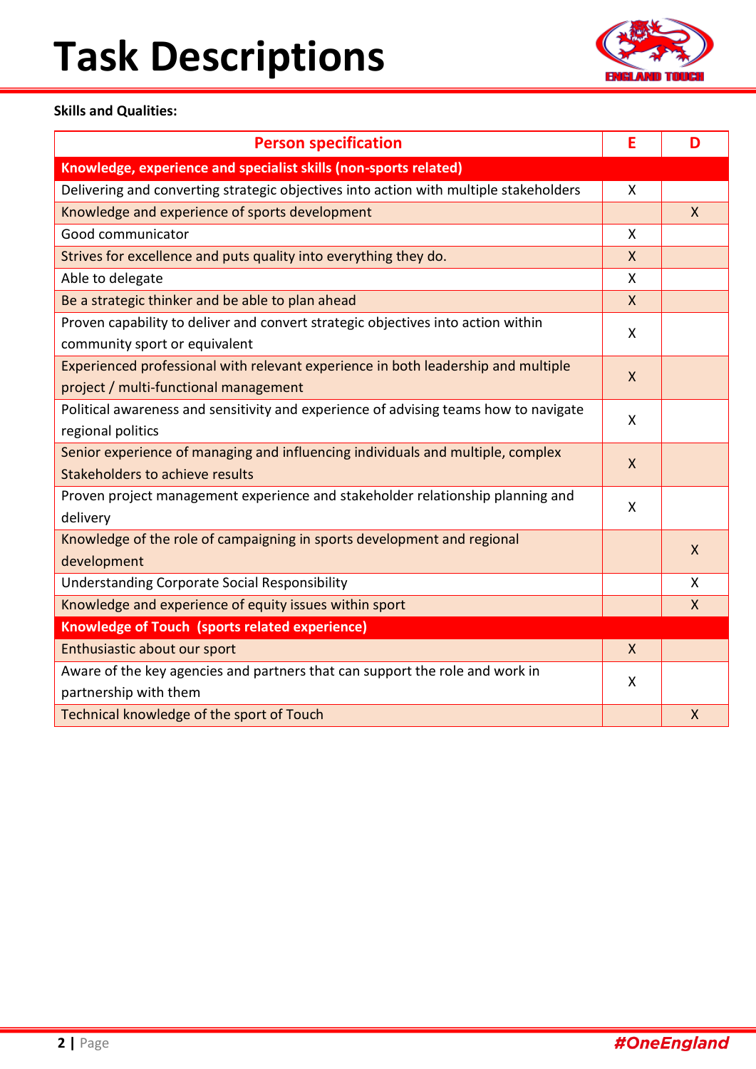# Task Descriptions

**Skills and Qualities:**

| Person specification | E | D |
|---|---|---|
| **Knowledge, experience and specialist skills (non-sports related)** | | |
| Delivering and converting strategic objectives into action with multiple stakeholders | X | |
| Knowledge and experience of sports development | | X |
| Good communicator | X | |
| Strives for excellence and puts quality into everything they do. | X | |
| Able to delegate | X | |
| Be a strategic thinker and be able to plan ahead | X | |
| Proven capability to deliver and convert strategic objectives into action within community sport or equivalent | X | |
| Experienced professional with relevant experience in both leadership and multiple project / multi-functional management | X | |
| Political awareness and sensitivity and experience of advising teams how to navigate regional politics | X | |
| Senior experience of managing and influencing individuals and multiple, complex Stakeholders to achieve results | X | |
| Proven project management experience and stakeholder relationship planning and delivery | X | |
| Knowledge of the role of campaigning in sports development and regional development | | X |
| Understanding Corporate Social Responsibility | | X |
| Knowledge and experience of equity issues within sport | | X |
| **Knowledge of Touch (sports related experience)** | | |
| Enthusiastic about our sport | X | |
| Aware of the key agencies and partners that can support the role and work in partnership with them | X | |
| Technical knowledge of the sport of Touch | | X |

#OneEngland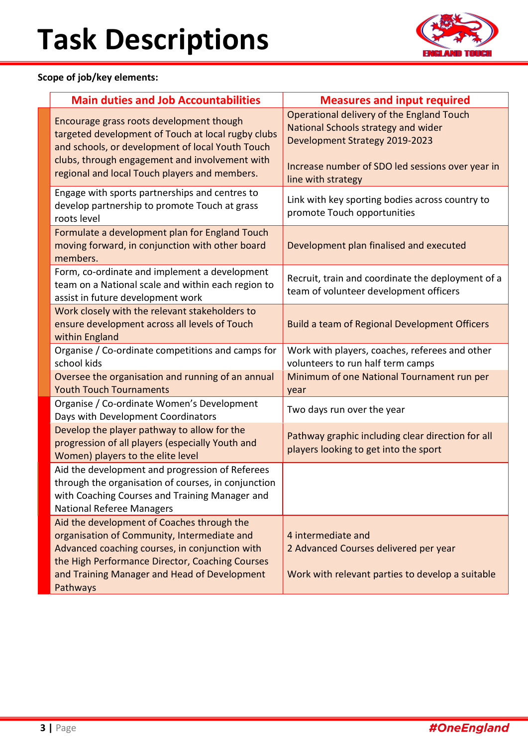# Task Descriptions

**Scope of job/key elements:**

| Main duties and Job Accountabilities | Measures and input required |
|---|---|
| Encourage grass roots development though targeted development of Touch at local rugby clubs and schools, or development of local Youth Touch clubs, through engagement and involvement with regional and local Touch players and members. | Operational delivery of the England Touch National Schools strategy and wider Development Strategy 2019-2023<br><br>Increase number of SDO led sessions over year in line with strategy |
| Engage with sports partnerships and centres to develop partnership to promote Touch at grass roots level | Link with key sporting bodies across country to promote Touch opportunities |
| Formulate a development plan for England Touch moving forward, in conjunction with other board members. | Development plan finalised and executed |
| Form, co-ordinate and implement a development team on a National scale and within each region to assist in future development work | Recruit, train and coordinate the deployment of a team of volunteer development officers |
| Work closely with the relevant stakeholders to ensure development across all levels of Touch within England | Build a team of Regional Development Officers |
| Organise / Co-ordinate competitions and camps for school kids | Work with players, coaches, referees and other volunteers to run half term camps |
| Oversee the organisation and running of an annual Youth Touch Tournaments | Minimum of one National Tournament run per year |
| Organise / Co-ordinate Women's Development Days with Development Coordinators | Two days run over the year |
| Develop the player pathway to allow for the progression of all players (especially Youth and Women) players to the elite level | Pathway graphic including clear direction for all players looking to get into the sport |
| Aid the development and progression of Referees through the organisation of courses, in conjunction with Coaching Courses and Training Manager and National Referee Managers | |
| Aid the development of Coaches through the organisation of Community, Intermediate and Advanced coaching courses, in conjunction with the High Performance Director, Coaching Courses and Training Manager and Head of Development Pathways | 4 intermediate and<br>2 Advanced Courses delivered per year<br><br>Work with relevant parties to develop a suitable |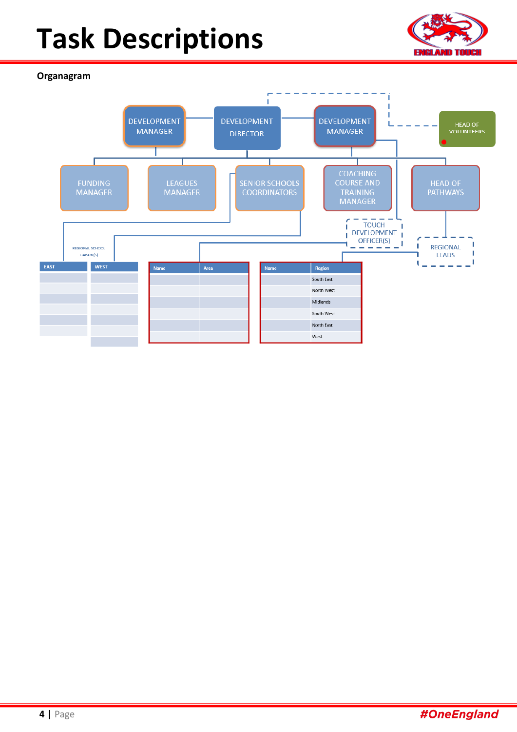# Task Descriptions

**Organagram**

DEVELOPMENT MANAGER

DEVELOPMENT DIRECTOR

DEVELOPMENT MANAGER

HEAD OF VOLUNTEERS

FUNDING MANAGER

LEAGUES MANAGER

SENIOR SCHOOLS COORDINATORS

COACHING COURSE AND TRAINING MANAGER

HEAD OF PATHWAYS

TOUCH DEVELOPMENT OFFICER(S)

REGIONAL LEADS

REGIONAL SCHOOL LIAISON(S)

| EAST | WEST |
|---|---|
| | |
| | |
| | |
| | |
| | |
| | |
| | |

| Name | Area |
|---|---|
| | |
| | |
| | |
| | |
| | |
| | |

| Name | Region |
|---|---|
| | South East |
| | North West |
| | Midlands |
| | South West |
| | North East |
| | West |

**#OneEngland**